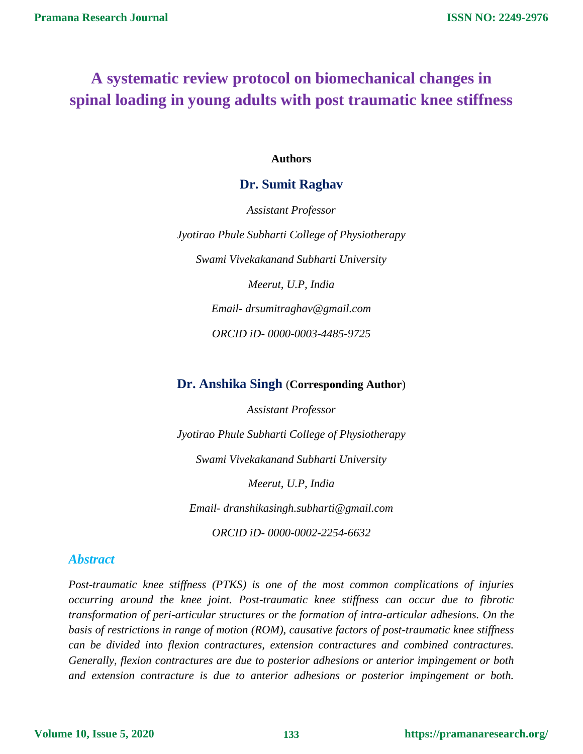# A systematic review protocol on biomechanical changes in spinal loading in young adults with post traumatic knee stiffness

**Authors**

**Dr. Sumit Raghav**

*Assistant Professor*

*Jyotirao Phule Subharti College of Physiotherapy*

*Swami Vivekakanand Subharti University*

*Meerut, U.P, India*

*Email- drsumitraghav@gmail.com*

*ORCID iD- 0000-0003-4485-9725*

**Dr. Anshika Singh** (**Corresponding Author**)

*Assistant Professor*

*Jyotirao Phule Subharti College of Physiotherapy*

*Swami Vivekakanand Subharti University*

*Meerut, U.P, India*

*Email- dranshikasingh.subharti@gmail.com*

*ORCID iD- 0000-0002-2254-6632*

## Abstract

*Post-traumatic knee stiffness (PTKS) is one of the most common complications of injuries occurring around the knee joint. Post-traumatic knee stiffness can occur due to fibrotic transformation of peri-articular structures or the formation of intra-articular adhesions. On the basis of restrictions in range of motion (ROM), causative factors of post-traumatic knee stiffness can be divided into flexion contractures, extension contractures and combined contractures. Generally, flexion contractures are due to posterior adhesions or anterior impingement or both and extension contracture is due to anterior adhesions or posterior impingement or both.*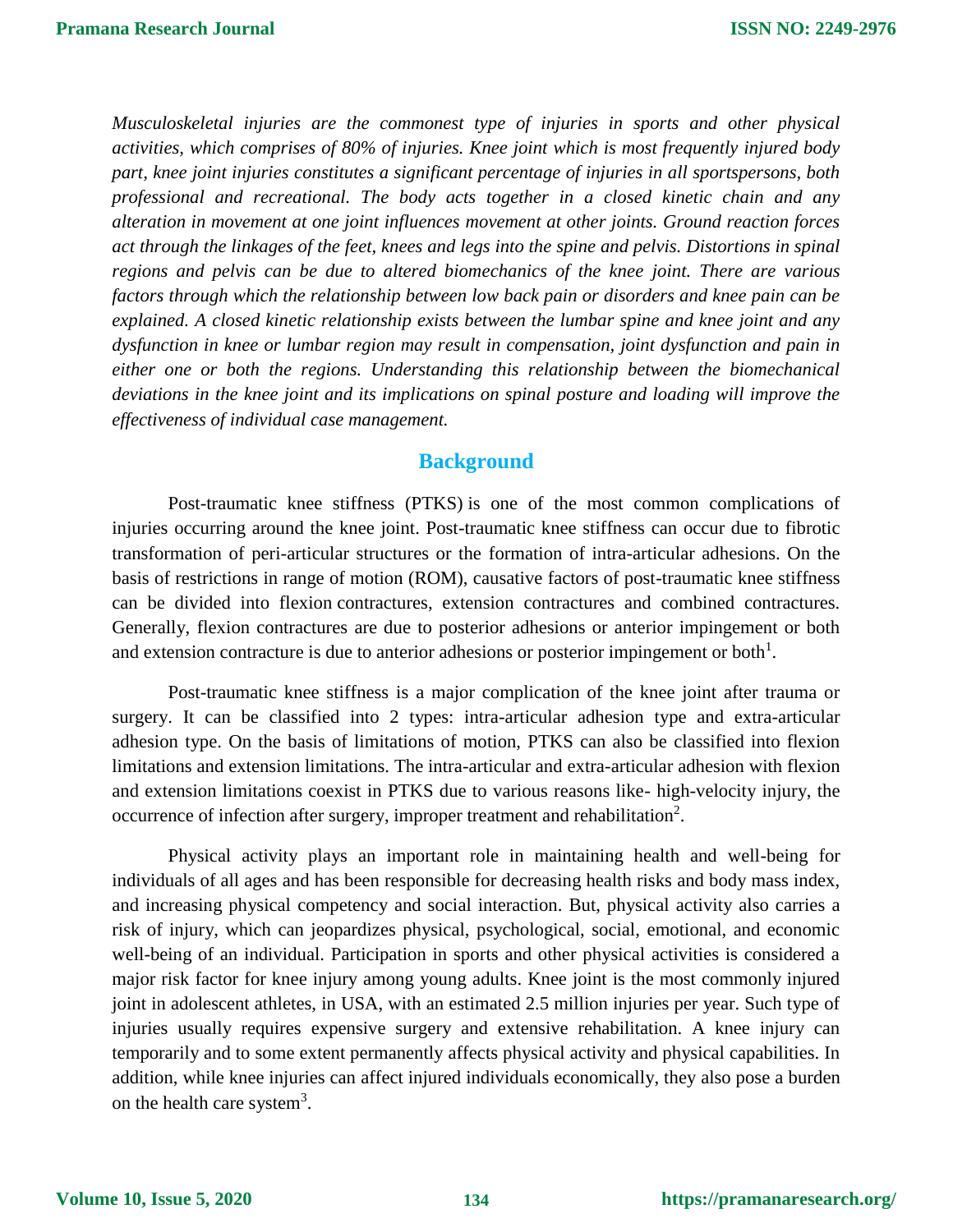*Musculoskeletal injuries are the commonest type of injuries in sports and other physical activities, which comprises of 80% of injuries. Knee joint which is most frequently injured body part, knee joint injuries constitutes a significant percentage of injuries in all sportspersons, both professional and recreational. The body acts together in a closed kinetic chain and any alteration in movement at one joint influences movement at other joints. Ground reaction forces act through the linkages of the feet, knees and legs into the spine and pelvis. Distortions in spinal regions and pelvis can be due to altered biomechanics of the knee joint. There are various factors through which the relationship between low back pain or disorders and knee pain can be explained. A closed kinetic relationship exists between the lumbar spine and knee joint and any dysfunction in knee or lumbar region may result in compensation, joint dysfunction and pain in either one or both the regions. Understanding this relationship between the biomechanical deviations in the knee joint and its implications on spinal posture and loading will improve the effectiveness of individual case management.*

## Background

Post-traumatic knee stiffness (PTKS) is one of the most common complications of injuries occurring around the knee joint. Post-traumatic knee stiffness can occur due to fibrotic transformation of peri-articular structures or the formation of intra-articular adhesions. On the basis of restrictions in range of motion (ROM), causative factors of post-traumatic knee stiffness can be divided into flexion contractures, extension contractures and combined contractures. Generally, flexion contractures are due to posterior adhesions or anterior impingement or both and extension contracture is due to anterior adhesions or posterior impingement or both[1].

Post-traumatic knee stiffness is a major complication of the knee joint after trauma or surgery. It can be classified into 2 types: intra-articular adhesion type and extra-articular adhesion type. On the basis of limitations of motion, PTKS can also be classified into flexion limitations and extension limitations. The intra-articular and extra-articular adhesion with flexion and extension limitations coexist in PTKS due to various reasons like- high-velocity injury, the occurrence of infection after surgery, improper treatment and rehabilitation[2].

Physical activity plays an important role in maintaining health and well-being for individuals of all ages and has been responsible for decreasing health risks and body mass index, and increasing physical competency and social interaction. But, physical activity also carries a risk of injury, which can jeopardizes physical, psychological, social, emotional, and economic well-being of an individual. Participation in sports and other physical activities is considered a major risk factor for knee injury among young adults. Knee joint is the most commonly injured joint in adolescent athletes, in USA, with an estimated 2.5 million injuries per year. Such type of injuries usually requires expensive surgery and extensive rehabilitation. A knee injury can temporarily and to some extent permanently affects physical activity and physical capabilities. In addition, while knee injuries can affect injured individuals economically, they also pose a burden on the health care system[3].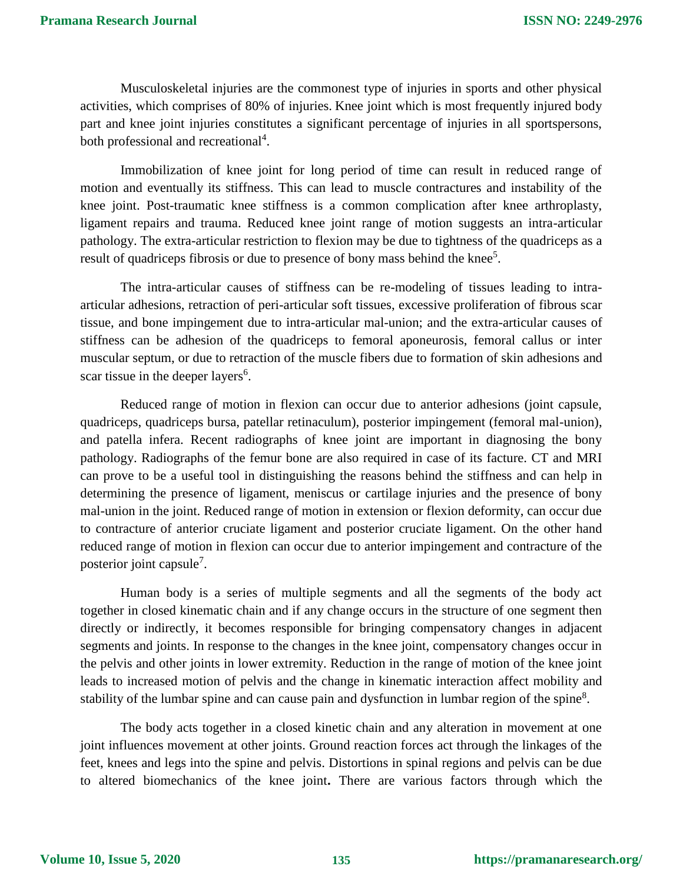Musculoskeletal injuries are the commonest type of injuries in sports and other physical activities, which comprises of 80% of injuries. Knee joint which is most frequently injured body part and knee joint injuries constitutes a significant percentage of injuries in all sportspersons, both professional and recreational[4].

Immobilization of knee joint for long period of time can result in reduced range of motion and eventually its stiffness. This can lead to muscle contractures and instability of the knee joint. Post-traumatic knee stiffness is a common complication after knee arthroplasty, ligament repairs and trauma. Reduced knee joint range of motion suggests an intra-articular pathology. The extra-articular restriction to flexion may be due to tightness of the quadriceps as a result of quadriceps fibrosis or due to presence of bony mass behind the knee[5].

The intra-articular causes of stiffness can be re-modeling of tissues leading to intra-articular adhesions, retraction of peri-articular soft tissues, excessive proliferation of fibrous scar tissue, and bone impingement due to intra-articular mal-union; and the extra-articular causes of stiffness can be adhesion of the quadriceps to femoral aponeurosis, femoral callus or inter muscular septum, or due to retraction of the muscle fibers due to formation of skin adhesions and scar tissue in the deeper layers[6].

Reduced range of motion in flexion can occur due to anterior adhesions (joint capsule, quadriceps, quadriceps bursa, patellar retinaculum), posterior impingement (femoral mal-union), and patella infera. Recent radiographs of knee joint are important in diagnosing the bony pathology. Radiographs of the femur bone are also required in case of its facture. CT and MRI can prove to be a useful tool in distinguishing the reasons behind the stiffness and can help in determining the presence of ligament, meniscus or cartilage injuries and the presence of bony mal-union in the joint. Reduced range of motion in extension or flexion deformity, can occur due to contracture of anterior cruciate ligament and posterior cruciate ligament. On the other hand reduced range of motion in flexion can occur due to anterior impingement and contracture of the posterior joint capsule[7].

Human body is a series of multiple segments and all the segments of the body act together in closed kinematic chain and if any change occurs in the structure of one segment then directly or indirectly, it becomes responsible for bringing compensatory changes in adjacent segments and joints. In response to the changes in the knee joint, compensatory changes occur in the pelvis and other joints in lower extremity. Reduction in the range of motion of the knee joint leads to increased motion of pelvis and the change in kinematic interaction affect mobility and stability of the lumbar spine and can cause pain and dysfunction in lumbar region of the spine[8].

The body acts together in a closed kinetic chain and any alteration in movement at one joint influences movement at other joints. Ground reaction forces act through the linkages of the feet, knees and legs into the spine and pelvis. Distortions in spinal regions and pelvis can be due to altered biomechanics of the knee joint**.** There are various factors through which the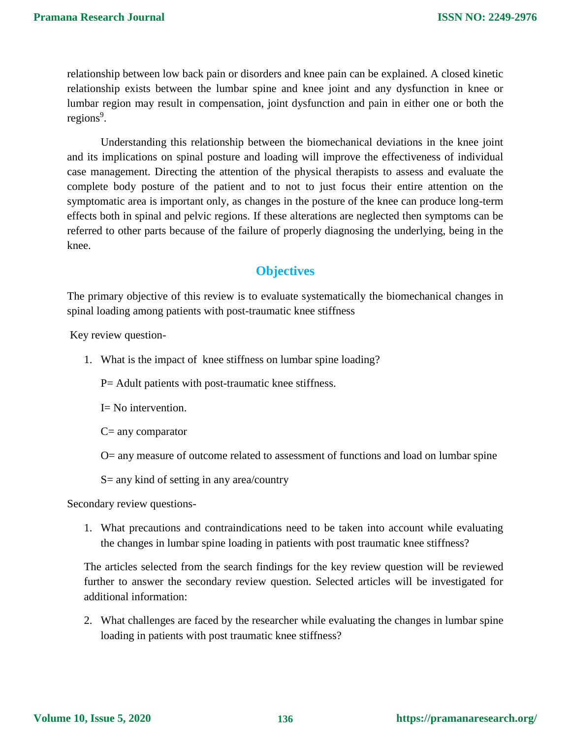relationship between low back pain or disorders and knee pain can be explained. A closed kinetic relationship exists between the lumbar spine and knee joint and any dysfunction in knee or lumbar region may result in compensation, joint dysfunction and pain in either one or both the regions[9].

Understanding this relationship between the biomechanical deviations in the knee joint and its implications on spinal posture and loading will improve the effectiveness of individual case management. Directing the attention of the physical therapists to assess and evaluate the complete body posture of the patient and to not to just focus their entire attention on the symptomatic area is important only, as changes in the posture of the knee can produce long-term effects both in spinal and pelvic regions. If these alterations are neglected then symptoms can be referred to other parts because of the failure of properly diagnosing the underlying, being in the knee.

## Objectives

The primary objective of this review is to evaluate systematically the biomechanical changes in spinal loading among patients with post-traumatic knee stiffness

Key review question-

1. What is the impact of knee stiffness on lumbar spine loading?

   P= Adult patients with post-traumatic knee stiffness.

   I= No intervention.

   C= any comparator

   O= any measure of outcome related to assessment of functions and load on lumbar spine

   S= any kind of setting in any area/country

Secondary review questions-

1. What precautions and contraindications need to be taken into account while evaluating the changes in lumbar spine loading in patients with post traumatic knee stiffness?

   The articles selected from the search findings for the key review question will be reviewed further to answer the secondary review question. Selected articles will be investigated for additional information:

2. What challenges are faced by the researcher while evaluating the changes in lumbar spine loading in patients with post traumatic knee stiffness?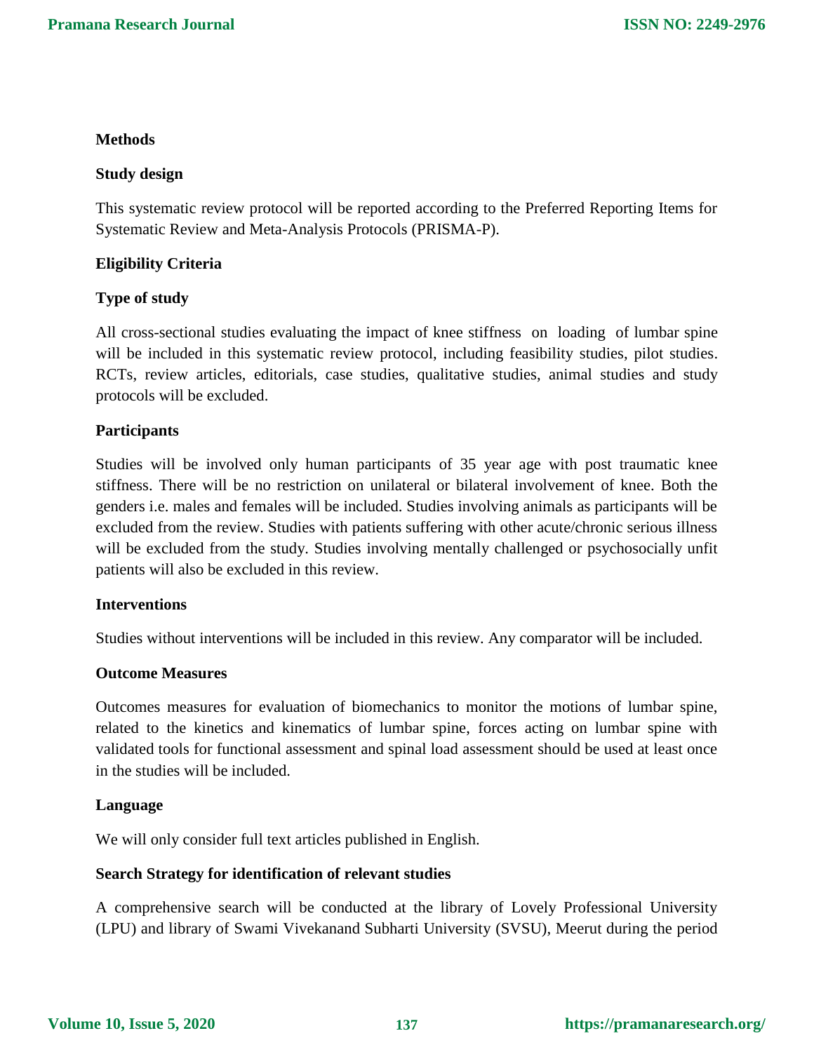## Methods

### Study design

This systematic review protocol will be reported according to the Preferred Reporting Items for Systematic Review and Meta-Analysis Protocols (PRISMA-P).

### Eligibility Criteria

#### Type of study

All cross-sectional studies evaluating the impact of knee stiffness on loading of lumbar spine will be included in this systematic review protocol, including feasibility studies, pilot studies. RCTs, review articles, editorials, case studies, qualitative studies, animal studies and study protocols will be excluded.

#### Participants

Studies will be involved only human participants of 35 year age with post traumatic knee stiffness. There will be no restriction on unilateral or bilateral involvement of knee. Both the genders i.e. males and females will be included. Studies involving animals as participants will be excluded from the review. Studies with patients suffering with other acute/chronic serious illness will be excluded from the study. Studies involving mentally challenged or psychosocially unfit patients will also be excluded in this review.

#### Interventions

Studies without interventions will be included in this review. Any comparator will be included.

#### Outcome Measures

Outcomes measures for evaluation of biomechanics to monitor the motions of lumbar spine, related to the kinetics and kinematics of lumbar spine, forces acting on lumbar spine with validated tools for functional assessment and spinal load assessment should be used at least once in the studies will be included.

#### Language

We will only consider full text articles published in English.

### Search Strategy for identification of relevant studies

A comprehensive search will be conducted at the library of Lovely Professional University (LPU) and library of Swami Vivekanand Subharti University (SVSU), Meerut during the period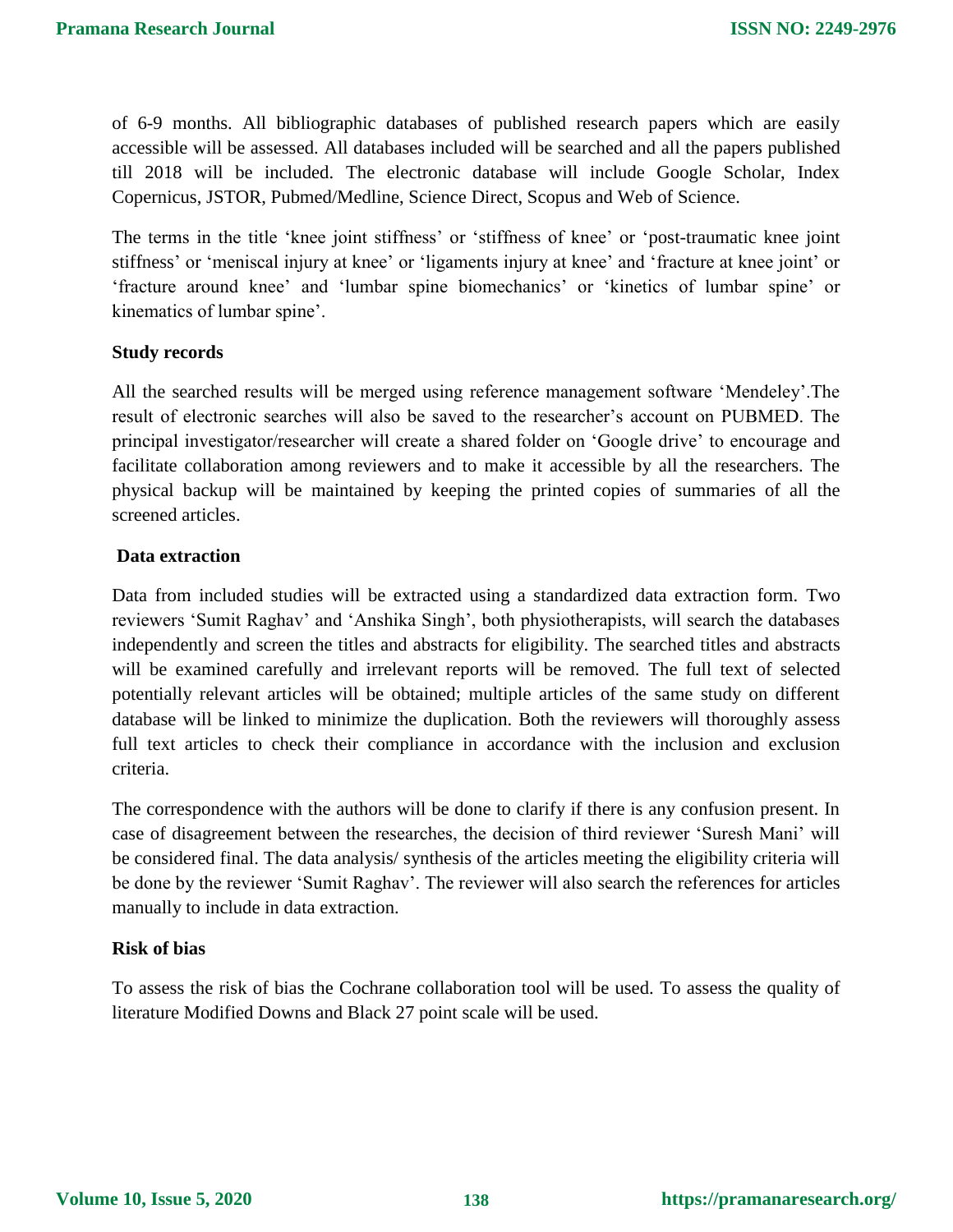of 6-9 months. All bibliographic databases of published research papers which are easily accessible will be assessed. All databases included will be searched and all the papers published till 2018 will be included. The electronic database will include Google Scholar, Index Copernicus, JSTOR, Pubmed/Medline, Science Direct, Scopus and Web of Science.

The terms in the title 'knee joint stiffness' or 'stiffness of knee' or 'post-traumatic knee joint stiffness' or 'meniscal injury at knee' or 'ligaments injury at knee' and 'fracture at knee joint' or 'fracture around knee' and 'lumbar spine biomechanics' or 'kinetics of lumbar spine' or kinematics of lumbar spine'.

**Study records**

All the searched results will be merged using reference management software 'Mendeley'.The result of electronic searches will also be saved to the researcher's account on PUBMED. The principal investigator/researcher will create a shared folder on 'Google drive' to encourage and facilitate collaboration among reviewers and to make it accessible by all the researchers. The physical backup will be maintained by keeping the printed copies of summaries of all the screened articles.

**Data extraction**

Data from included studies will be extracted using a standardized data extraction form. Two reviewers 'Sumit Raghav' and 'Anshika Singh', both physiotherapists, will search the databases independently and screen the titles and abstracts for eligibility. The searched titles and abstracts will be examined carefully and irrelevant reports will be removed. The full text of selected potentially relevant articles will be obtained; multiple articles of the same study on different database will be linked to minimize the duplication. Both the reviewers will thoroughly assess full text articles to check their compliance in accordance with the inclusion and exclusion criteria.

The correspondence with the authors will be done to clarify if there is any confusion present. In case of disagreement between the researches, the decision of third reviewer 'Suresh Mani' will be considered final. The data analysis/ synthesis of the articles meeting the eligibility criteria will be done by the reviewer 'Sumit Raghav'. The reviewer will also search the references for articles manually to include in data extraction.

**Risk of bias**

To assess the risk of bias the Cochrane collaboration tool will be used. To assess the quality of literature Modified Downs and Black 27 point scale will be used.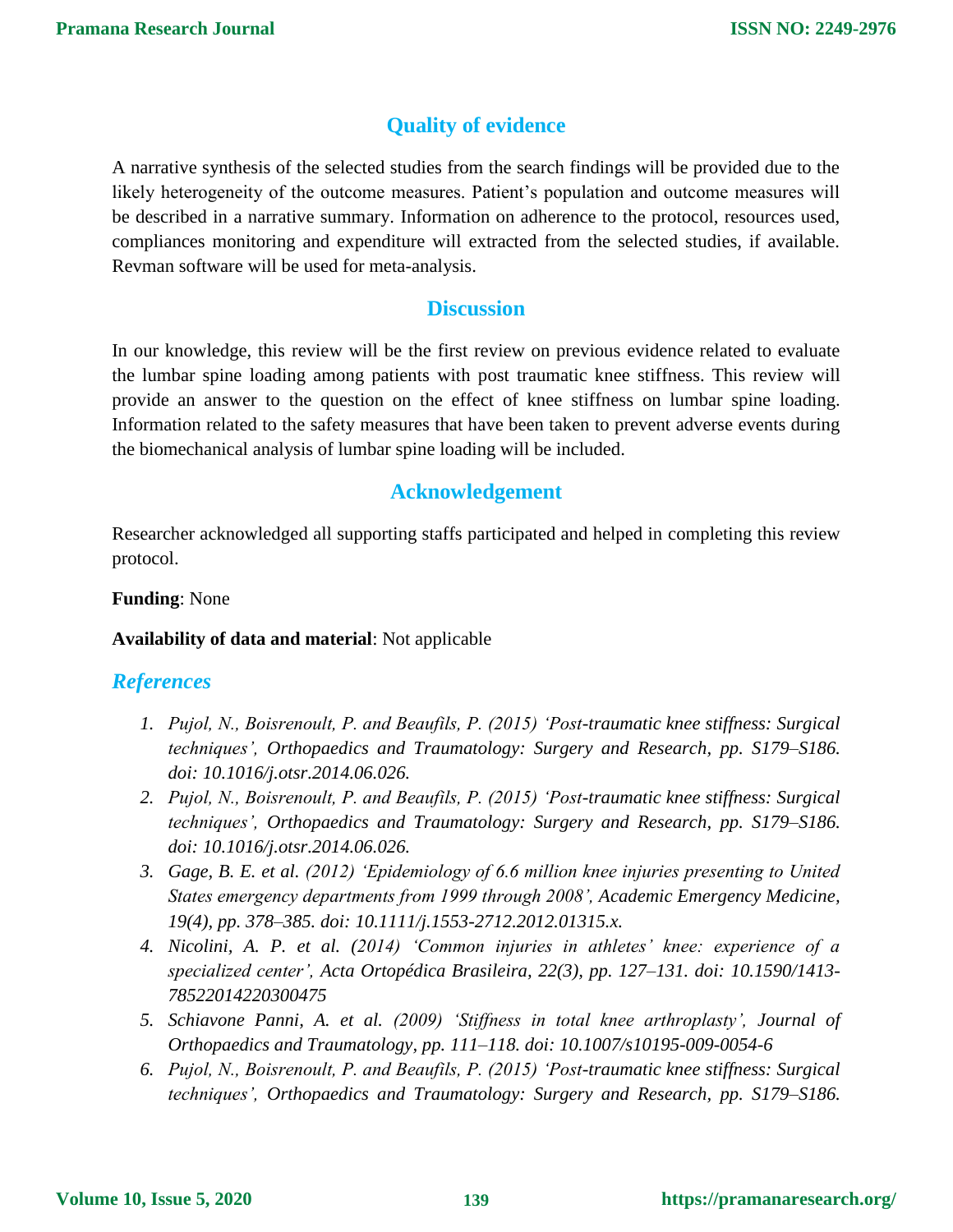## Quality of evidence

A narrative synthesis of the selected studies from the search findings will be provided due to the likely heterogeneity of the outcome measures. Patient's population and outcome measures will be described in a narrative summary. Information on adherence to the protocol, resources used, compliances monitoring and expenditure will extracted from the selected studies, if available. Revman software will be used for meta-analysis.

## Discussion

In our knowledge, this review will be the first review on previous evidence related to evaluate the lumbar spine loading among patients with post traumatic knee stiffness. This review will provide an answer to the question on the effect of knee stiffness on lumbar spine loading. Information related to the safety measures that have been taken to prevent adverse events during the biomechanical analysis of lumbar spine loading will be included.

## Acknowledgement

Researcher acknowledged all supporting staffs participated and helped in completing this review protocol.

**Funding**: None

**Availability of data and material**: Not applicable

## *References*

1. *Pujol, N., Boisrenoult, P. and Beaufils, P. (2015) 'Post-traumatic knee stiffness: Surgical techniques', Orthopaedics and Traumatology: Surgery and Research, pp. S179–S186. doi: 10.1016/j.otsr.2014.06.026.*
2. *Pujol, N., Boisrenoult, P. and Beaufils, P. (2015) 'Post-traumatic knee stiffness: Surgical techniques', Orthopaedics and Traumatology: Surgery and Research, pp. S179–S186. doi: 10.1016/j.otsr.2014.06.026.*
3. *Gage, B. E. et al. (2012) 'Epidemiology of 6.6 million knee injuries presenting to United States emergency departments from 1999 through 2008', Academic Emergency Medicine, 19(4), pp. 378–385. doi: 10.1111/j.1553-2712.2012.01315.x.*
4. *Nicolini, A. P. et al. (2014) 'Common injuries in athletes' knee: experience of a specialized center', Acta Ortopédica Brasileira, 22(3), pp. 127–131. doi: 10.1590/1413-78522014220300475*
5. *Schiavone Panni, A. et al. (2009) 'Stiffness in total knee arthroplasty', Journal of Orthopaedics and Traumatology, pp. 111–118. doi: 10.1007/s10195-009-0054-6*
6. *Pujol, N., Boisrenoult, P. and Beaufils, P. (2015) 'Post-traumatic knee stiffness: Surgical techniques', Orthopaedics and Traumatology: Surgery and Research, pp. S179–S186.*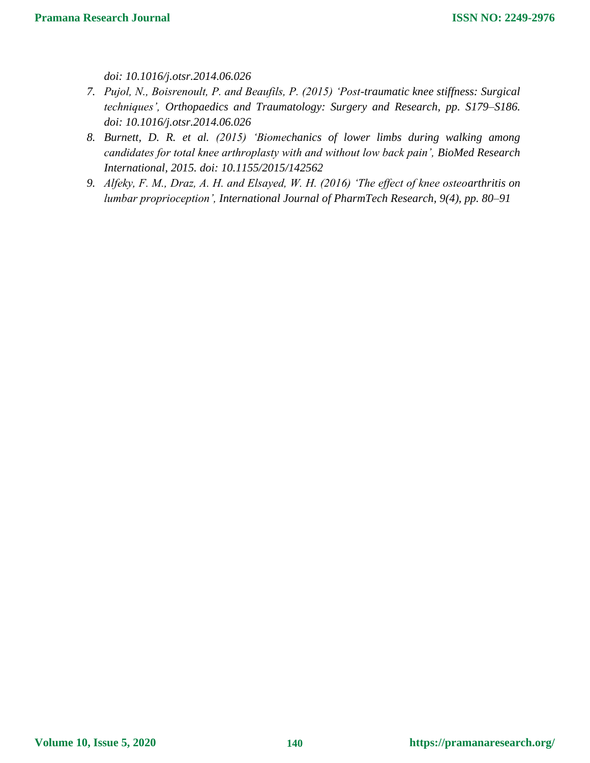*doi: 10.1016/j.otsr.2014.06.026*

7. *Pujol, N., Boisrenoult, P. and Beaufils, P. (2015) 'Post-traumatic knee stiffness: Surgical techniques', Orthopaedics and Traumatology: Surgery and Research, pp. S179–S186. doi: 10.1016/j.otsr.2014.06.026*
8. *Burnett, D. R. et al. (2015) 'Biomechanics of lower limbs during walking among candidates for total knee arthroplasty with and without low back pain', BioMed Research International, 2015. doi: 10.1155/2015/142562*
9. *Alfeky, F. M., Draz, A. H. and Elsayed, W. H. (2016) 'The effect of knee osteoarthritis on lumbar proprioception', International Journal of PharmTech Research, 9(4), pp. 80–91*